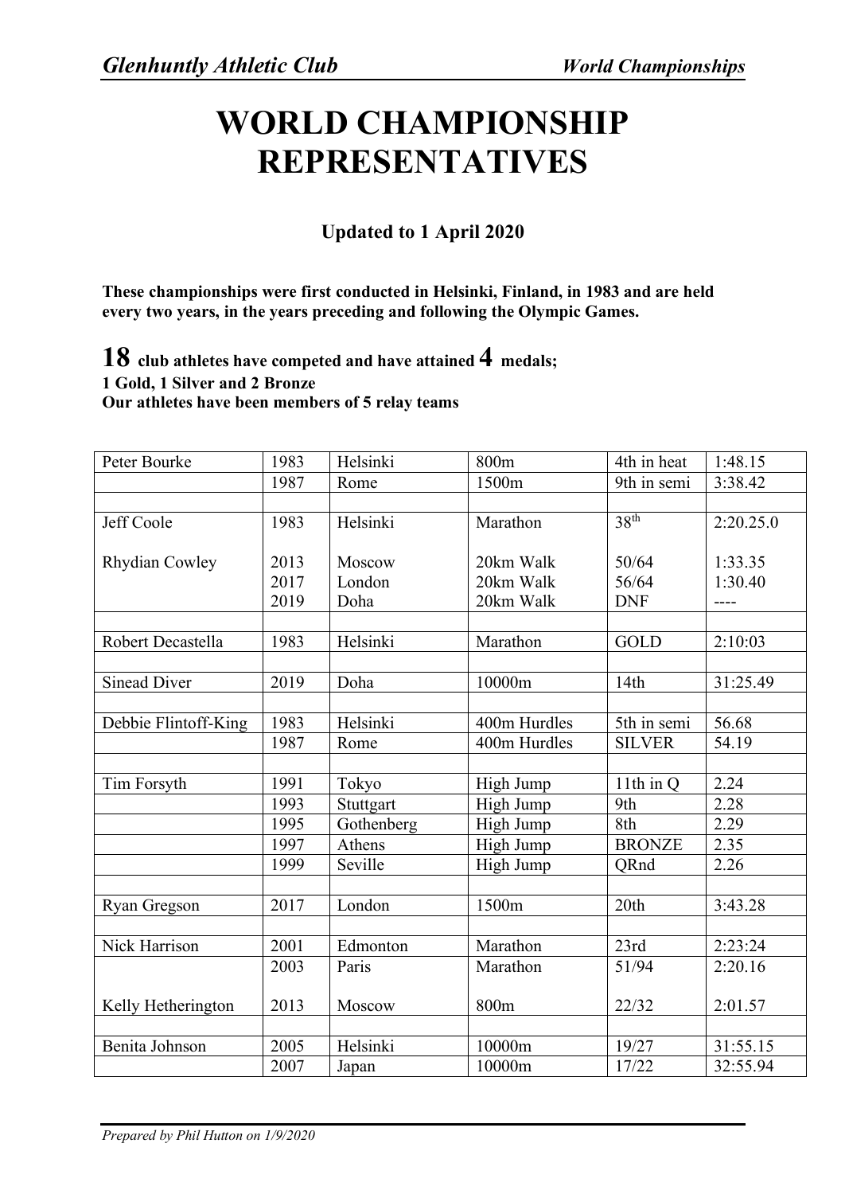# WORLD CHAMPIONSHIP REPRESENTATIVES

**Updated to 1 April 2020**

**These championships were first conducted in Helsinki, Finland, in 1983 and are held every two years, in the years preceding and following the Olympic Games.**

**18 club athletes have competed and have attained 4 medals;**
**1 Gold, 1 Silver and 2 Bronze**
**Our athletes have been members of 5 relay teams**

| | | | | | |
|---|---|---|---|---|---|
| Peter Bourke | 1983 | Helsinki | 800m | 4th in heat | 1:48.15 |
| | 1987 | Rome | 1500m | 9th in semi | 3:38.42 |
| | | | | | |
| Jeff Coole | 1983 | Helsinki | Marathon | 38th | 2:20.25.0 |
| Rhydian Cowley | 2013 | Moscow | 20km Walk | 50/64 | 1:33.35 |
| | 2017 | London | 20km Walk | 56/64 | 1:30.40 |
| | 2019 | Doha | 20km Walk | DNF | ---- |
| | | | | | |
| Robert Decastella | 1983 | Helsinki | Marathon | GOLD | 2:10:03 |
| | | | | | |
| Sinead Diver | 2019 | Doha | 10000m | 14th | 31:25.49 |
| | | | | | |
| Debbie Flintoff-King | 1983 | Helsinki | 400m Hurdles | 5th in semi | 56.68 |
| | 1987 | Rome | 400m Hurdles | SILVER | 54.19 |
| | | | | | |
| Tim Forsyth | 1991 | Tokyo | High Jump | 11th in Q | 2.24 |
| | 1993 | Stuttgart | High Jump | 9th | 2.28 |
| | 1995 | Gothenberg | High Jump | 8th | 2.29 |
| | 1997 | Athens | High Jump | BRONZE | 2.35 |
| | 1999 | Seville | High Jump | QRnd | 2.26 |
| | | | | | |
| Ryan Gregson | 2017 | London | 1500m | 20th | 3:43.28 |
| | | | | | |
| Nick Harrison | 2001 | Edmonton | Marathon | 23rd | 2:23:24 |
| | 2003 | Paris | Marathon | 51/94 | 2:20.16 |
| Kelly Hetherington | 2013 | Moscow | 800m | 22/32 | 2:01.57 |
| | | | | | |
| Benita Johnson | 2005 | Helsinki | 10000m | 19/27 | 31:55.15 |
| | 2007 | Japan | 10000m | 17/22 | 32:55.94 |

*Prepared by Phil Hutton on 1/9/2020*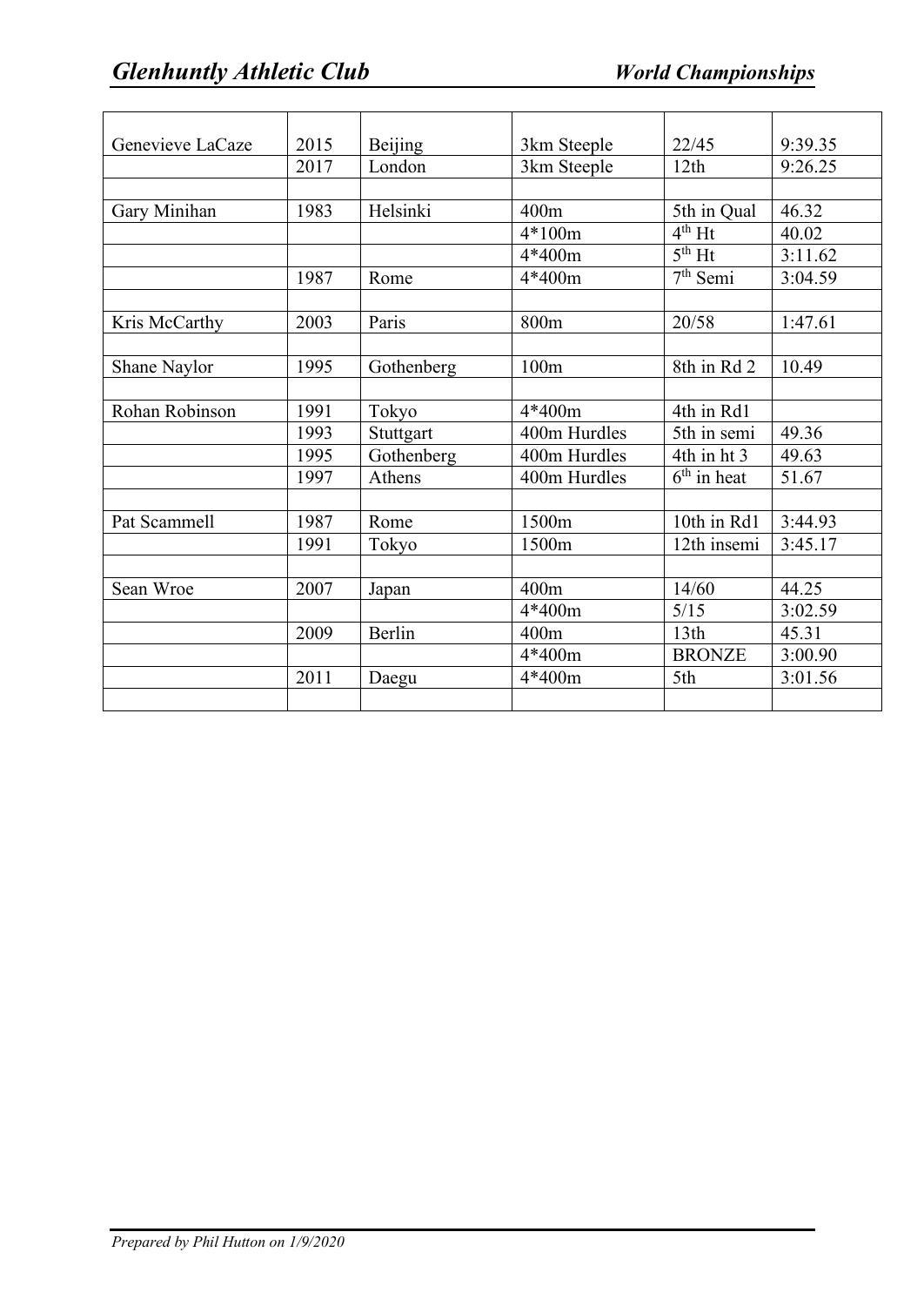| | | | | | |
|---|---|---|---|---|---|
| Genevieve LaCaze | 2015 | Beijing | 3km Steeple | 22/45 | 9:39.35 |
| | 2017 | London | 3km Steeple | 12th | 9:26.25 |
| | | | | | |
| Gary Minihan | 1983 | Helsinki | 400m | 5th in Qual | 46.32 |
| | | | 4*100m | 4th Ht | 40.02 |
| | | | 4*400m | 5th Ht | 3:11.62 |
| | 1987 | Rome | 4*400m | 7th Semi | 3:04.59 |
| | | | | | |
| Kris McCarthy | 2003 | Paris | 800m | 20/58 | 1:47.61 |
| | | | | | |
| Shane Naylor | 1995 | Gothenberg | 100m | 8th in Rd 2 | 10.49 |
| | | | | | |
| Rohan Robinson | 1991 | Tokyo | 4*400m | 4th in Rd1 | |
| | 1993 | Stuttgart | 400m Hurdles | 5th in semi | 49.36 |
| | 1995 | Gothenberg | 400m Hurdles | 4th in ht 3 | 49.63 |
| | 1997 | Athens | 400m Hurdles | 6th in heat | 51.67 |
| | | | | | |
| Pat Scammell | 1987 | Rome | 1500m | 10th in Rd1 | 3:44.93 |
| | 1991 | Tokyo | 1500m | 12th insemi | 3:45.17 |
| | | | | | |
| Sean Wroe | 2007 | Japan | 400m | 14/60 | 44.25 |
| | | | 4*400m | 5/15 | 3:02.59 |
| | 2009 | Berlin | 400m | 13th | 45.31 |
| | | | 4*400m | BRONZE | 3:00.90 |
| | 2011 | Daegu | 4*400m | 5th | 3:01.56 |
| | | | | | |